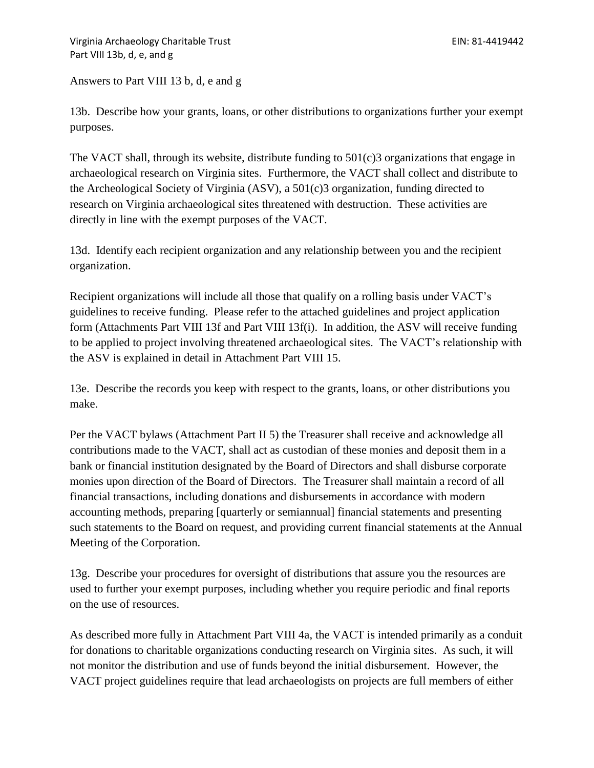Answers to Part VIII 13 b, d, e and g

13b. Describe how your grants, loans, or other distributions to organizations further your exempt purposes.

The VACT shall, through its website, distribute funding to 501(c)3 organizations that engage in archaeological research on Virginia sites. Furthermore, the VACT shall collect and distribute to the Archeological Society of Virginia (ASV), a 501(c)3 organization, funding directed to research on Virginia archaeological sites threatened with destruction. These activities are directly in line with the exempt purposes of the VACT.

13d. Identify each recipient organization and any relationship between you and the recipient organization.

Recipient organizations will include all those that qualify on a rolling basis under VACT's guidelines to receive funding. Please refer to the attached guidelines and project application form (Attachments Part VIII 13f and Part VIII 13f(i). In addition, the ASV will receive funding to be applied to project involving threatened archaeological sites. The VACT's relationship with the ASV is explained in detail in Attachment Part VIII 15.

13e. Describe the records you keep with respect to the grants, loans, or other distributions you make.

Per the VACT bylaws (Attachment Part II 5) the Treasurer shall receive and acknowledge all contributions made to the VACT, shall act as custodian of these monies and deposit them in a bank or financial institution designated by the Board of Directors and shall disburse corporate monies upon direction of the Board of Directors. The Treasurer shall maintain a record of all financial transactions, including donations and disbursements in accordance with modern accounting methods, preparing [quarterly or semiannual] financial statements and presenting such statements to the Board on request, and providing current financial statements at the Annual Meeting of the Corporation.

13g. Describe your procedures for oversight of distributions that assure you the resources are used to further your exempt purposes, including whether you require periodic and final reports on the use of resources.

As described more fully in Attachment Part VIII 4a, the VACT is intended primarily as a conduit for donations to charitable organizations conducting research on Virginia sites. As such, it will not monitor the distribution and use of funds beyond the initial disbursement. However, the VACT project guidelines require that lead archaeologists on projects are full members of either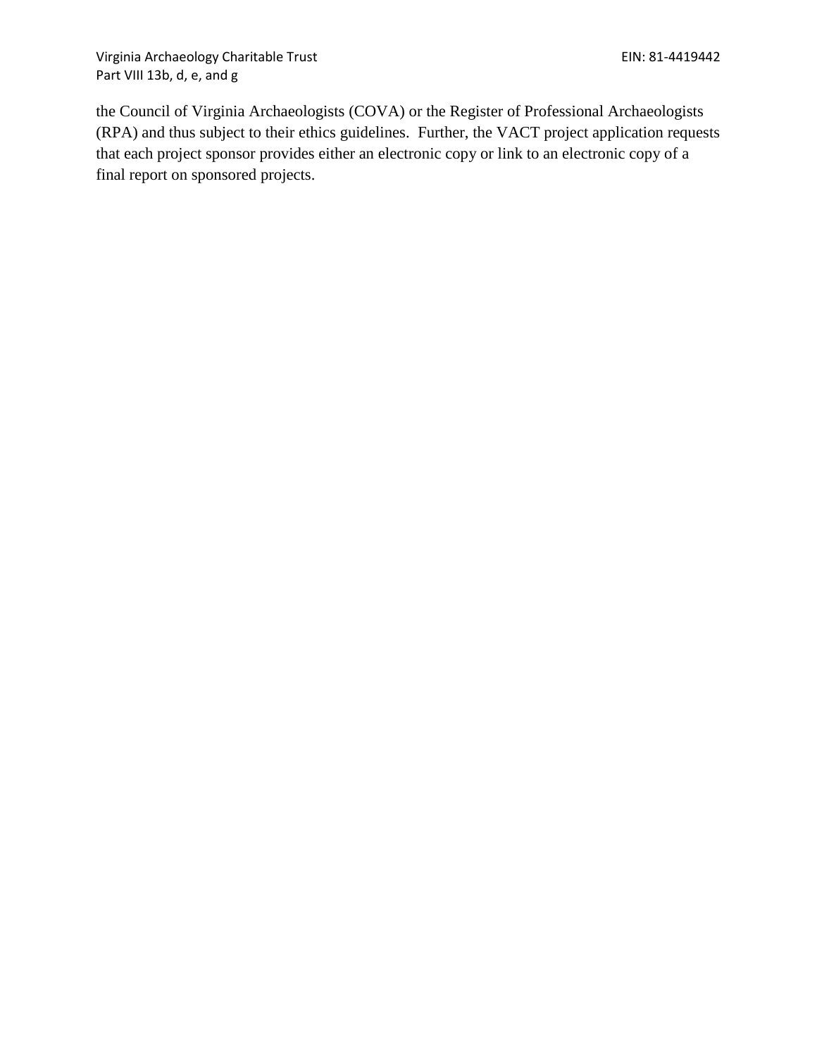the Council of Virginia Archaeologists (COVA) or the Register of Professional Archaeologists (RPA) and thus subject to their ethics guidelines. Further, the VACT project application requests that each project sponsor provides either an electronic copy or link to an electronic copy of a final report on sponsored projects.